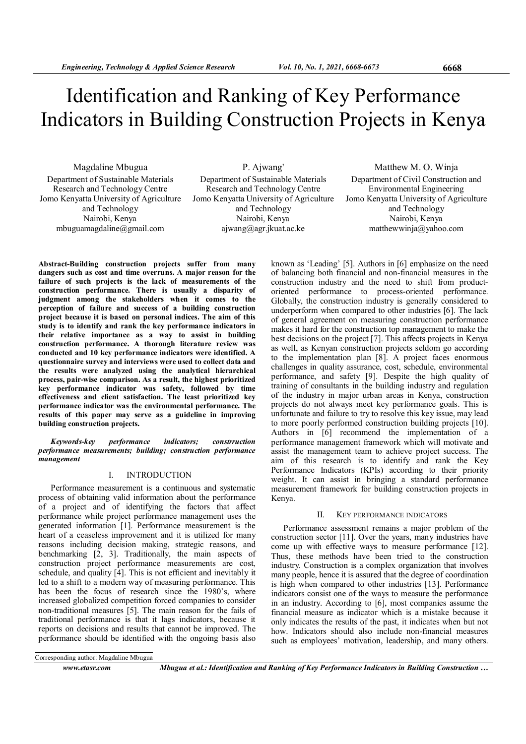# Identification and Ranking of Key Performance Indicators in Building Construction Projects in Kenya

Magdaline Mbugua
Department of Sustainable Materials Research and Technology Centre
Jomo Kenyatta University of Agriculture and Technology
Nairobi, Kenya
mbuguamagdaline@gmail.com

P. Ajwang'
Department of Sustainable Materials Research and Technology Centre
Jomo Kenyatta University of Agriculture and Technology
Nairobi, Kenya
ajwang@agr.jkuat.ac.ke

Matthew M. O. Winja
Department of Civil Construction and Environmental Engineering
Jomo Kenyatta University of Agriculture and Technology
Nairobi, Kenya
matthewwinja@yahoo.com

**Abstract-Building construction projects suffer from many dangers such as cost and time overruns. A major reason for the failure of such projects is the lack of measurements of the construction performance. There is usually a disparity of judgment among the stakeholders when it comes to the perception of failure and success of a building construction project because it is based on personal indices. The aim of this study is to identify and rank the key performance indicators in their relative importance as a way to assist in building construction performance. A thorough literature review was conducted and 10 key performance indicators were identified. A questionnaire survey and interviews were used to collect data and the results were analyzed using the analytical hierarchical process, pair-wise comparison. As a result, the highest prioritized key performance indicator was safety, followed by time effectiveness and client satisfaction. The least prioritized key performance indicator was the environmental performance. The results of this paper may serve as a guideline in improving building construction projects.**

***Keywords-key performance indicators; constrruction performance measurements; building; construction performance management***

## I. INTRODUCTION

Performance measurement is a continuous and systematic process of obtaining valid information about the performance of a project and of identifying the factors that affect performance while project performance management uses the generated information [1]. Performance measurement is the heart of a ceaseless improvement and it is utilized for many reasons including decision making, strategic reasons, and benchmarking [2, 3]. Traditionally, the main aspects of construction project performance measurements are cost, schedule, and quality [4]. This is not efficient and inevitably it led to a shift to a modern way of measuring performance. This has been the focus of research since the 1980's, where increased globalized competition forced companies to consider non-traditional measures [5]. The main reason for the fails of traditional performance is that it lags indicators, because it reports on decisions and results that cannot be improved. The performance should be identified with the ongoing basis also known as 'Leading' [5]. Authors in [6] emphasize on the need of balancing both financial and non-financial measures in the construction industry and the need to shift from product-oriented performance to process-oriented performance. Globally, the construction industry is generally considered to underperform when compared to other industries [6]. The lack of general agreement on measuring construction performance makes it hard for the construction top management to make the best decisions on the project [7]. This affects projects in Kenya as well, as Kenyan construction projects seldom go according to the implementation plan [8]. A project faces enormous challenges in quality assurance, cost, schedule, environmental performance, and safety [9]. Despite the high quality of training of consultants in the building industry and regulation of the industry in major urban areas in Kenya, construction projects do not always meet key performance goals. This is unfortunate and failure to try to resolve this key issue, may lead to more poorly performed construction building projects [10]. Authors in [6] recommend the implementation of a performance management framework which will motivate and assist the management team to achieve project success. The aim of this research is to identify and rank the Key Performance Indicators (KPIs) according to their priority weight. It can assist in bringing a standard performance measurement framework for building construction projects in Kenya.

## II. KEY PERFORMANCE INDICATORS

Performance assessment remains a major problem of the construction sector [11]. Over the years, many industries have come up with effective ways to measure performance [12]. Thus, these methods have been tried to the construction industry. Construction is a complex organization that involves many people, hence it is assured that the degree of coordination is high when compared to other industries [13]. Performance indicators consist one of the ways to measure the performance in an industry. According to [6], most companies assume the financial measure as indicator which is a mistake because it only indicates the results of the past, it indicates when but not how. Indicators should also include non-financial measures such as employees' motivation, leadership, and many others.

Corresponding author: Magdaline Mbugua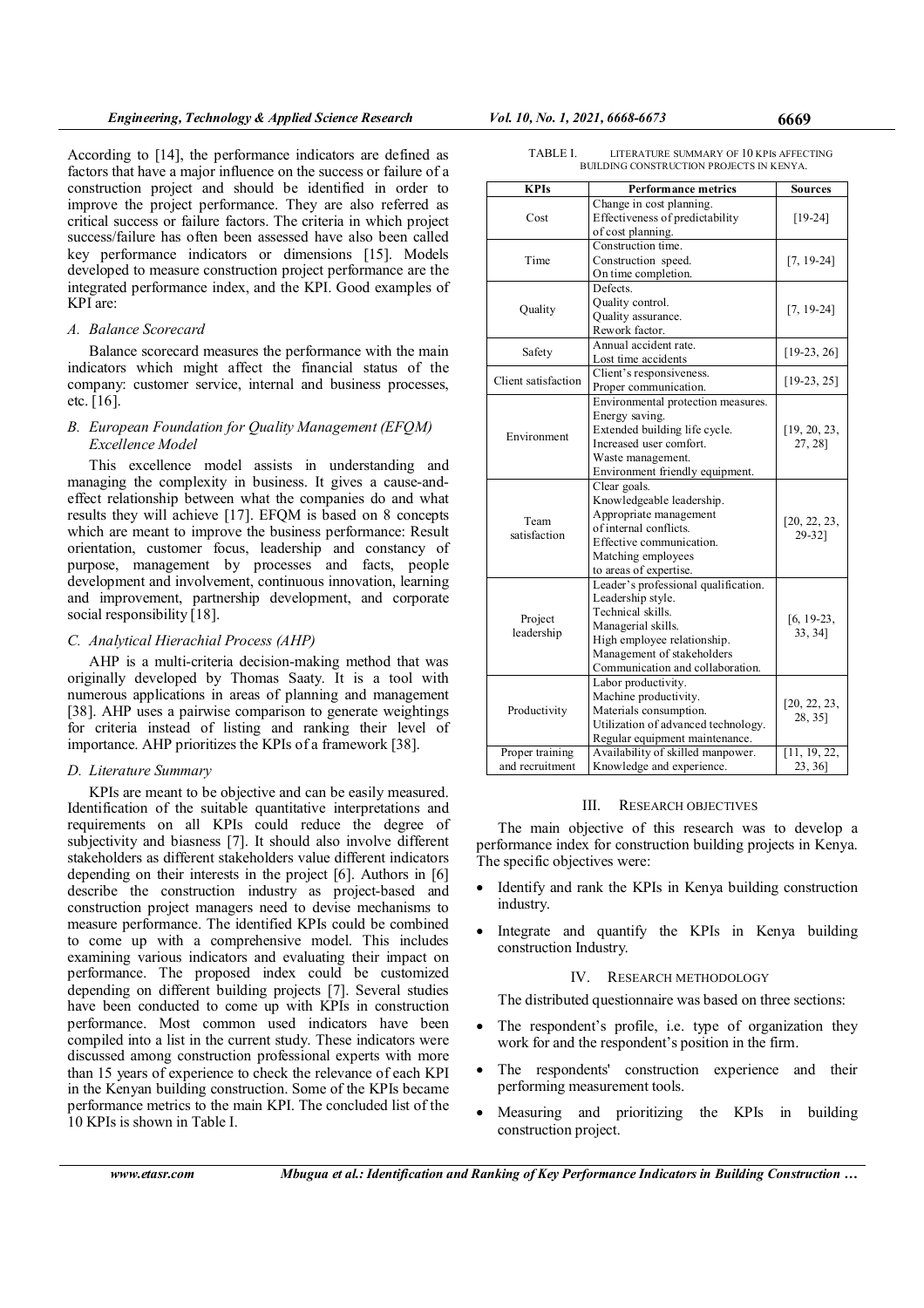According to [14], the performance indicators are defined as factors that have a major influence on the success or failure of a construction project and should be identified in order to improve the project performance. They are also referred as critical success or failure factors. The criteria in which project success/failure has often been assessed have also been called key performance indicators or dimensions [15]. Models developed to measure construction project performance are the integrated performance index, and the KPI. Good examples of KPI are:

### A. Balance Scorecard

Balance scorecard measures the performance with the main indicators which might affect the financial status of the company: customer service, internal and business processes, etc. [16].

### B. European Foundation for Quality Management (EFQM) Excellence Model

This excellence model assists in understanding and managing the complexity in business. It gives a cause-and-effect relationship between what the companies do and what results they will achieve [17]. EFQM is based on 8 concepts which are meant to improve the business performance: Result orientation, customer focus, leadership and constancy of purpose, management by processes and facts, people development and involvement, continuous innovation, learning and improvement, partnership development, and corporate social responsibility [18].

### C. Analytical Hierachial Process (AHP)

AHP is a multi-criteria decision-making method that was originally developed by Thomas Saaty. It is a tool with numerous applications in areas of planning and management [38]. AHP uses a pairwise comparison to generate weightings for criteria instead of listing and ranking their level of importance. AHP prioritizes the KPIs of a framework [38].

### D. Literature Summary

KPIs are meant to be objective and can be easily measured. Identification of the suitable quantitative interpretations and requirements on all KPIs could reduce the degree of subjectivity and biasness [7]. It should also involve different stakeholders as different stakeholders value different indicators depending on their interests in the project [6]. Authors in [6] describe the construction industry as project-based and construction project managers need to devise mechanisms to measure performance. The identified KPIs could be combined to come up with a comprehensive model. This includes examining various indicators and evaluating their impact on performance. The proposed index could be customized depending on different building projects [7]. Several studies have been conducted to come up with KPIs in construction performance. Most common used indicators have been compiled into a list in the current study. These indicators were discussed among construction professional experts with more than 15 years of experience to check the relevance of each KPI in the Kenyan building construction. Some of the KPIs became performance metrics to the main KPI. The concluded list of the 10 KPIs is shown in Table I.

TABLE I. LITERATURE SUMMARY OF 10 KPIS AFFECTING BUILDING CONSTRUCTION PROJECTS IN KENYA.

| KPIs | Performance metrics | Sources |
|---|---|---|
| Cost | Change in cost planning. Effectiveness of predictability of cost planning. | [19-24] |
| Time | Construction time. Construction speed. On time completion. | [7, 19-24] |
| Quality | Defects. Quality control. Quality assurance. Rework factor. | [7, 19-24] |
| Safety | Annual accident rate. Lost time accidents | [19-23, 26] |
| Client satisfaction | Client's responsiveness. Proper communication. | [19-23, 25] |
| Environment | Environmental protection measures. Energy saving. Extended building life cycle. Increased user comfort. Waste management. Environment friendly equipment. | [19, 20, 23, 27, 28] |
| Team satisfaction | Clear goals. Knowledgeable leadership. Appropriate management of internal conflicts. Effective communication. Matching employees to areas of expertise. | [20, 22, 23, 29-32] |
| Project leadership | Leader's professional qualification. Leadership style. Technical skills. Managerial skills. High employee relationship. Management of stakeholders Communication and collaboration. | [6, 19-23, 33, 34] |
| Productivity | Labor productivity. Machine productivity. Materials consumption. Utilization of advanced technology. Regular equipment maintenance. | [20, 22, 23, 28, 35] |
| Proper training and recruitment | Availability of skilled manpower. Knowledge and experience. | [11, 19, 22, 23, 36] |

## III. RESEARCH OBJECTIVES

The main objective of this research was to develop a performance index for construction building projects in Kenya. The specific objectives were:

- Identify and rank the KPIs in Kenya building construction industry.
- Integrate and quantify the KPIs in Kenya building construction Industry.

## IV. RESEARCH METHODOLOGY

The distributed questionnaire was based on three sections:

- The respondent's profile, i.e. type of organization they work for and the respondent's position in the firm.
- The respondents' construction experience and their performing measurement tools.
- Measuring and prioritizing the KPIs in building construction project.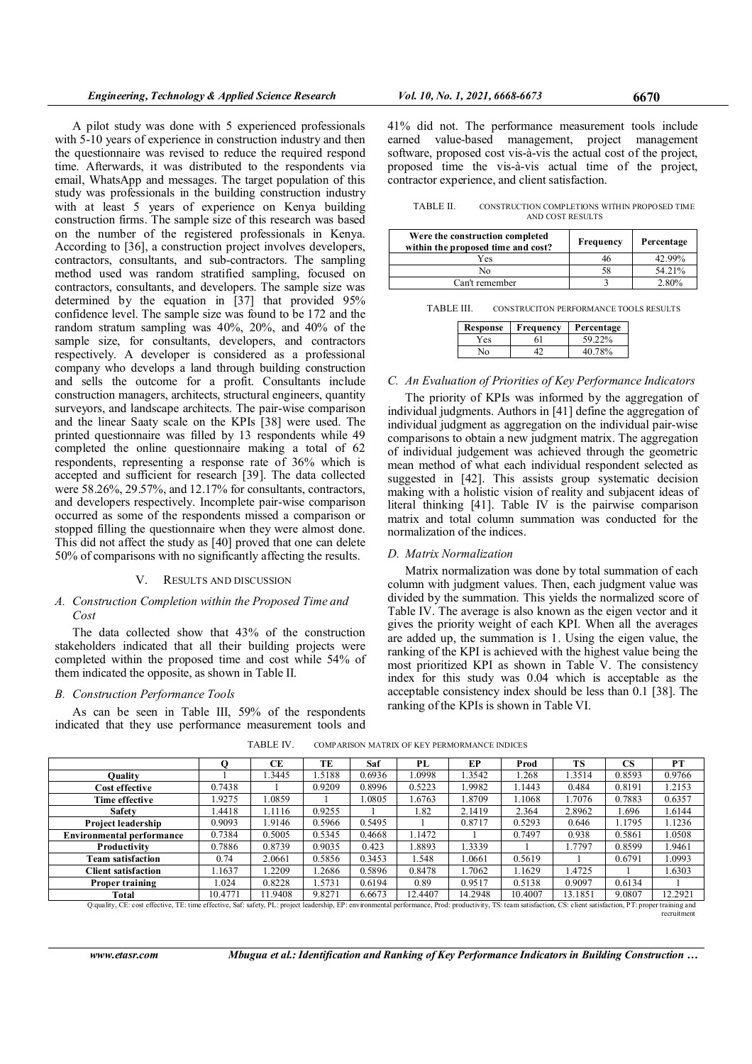A pilot study was done with 5 experienced professionals with 5-10 years of experience in construction industry and then the questionnaire was revised to reduce the required respond time. Afterwards, it was distributed to the respondents via email, WhatsApp and messages. The target population of this study was professionals in the building construction industry with at least 5 years of experience on Kenya building construction firms. The sample size of this research was based on the number of the registered professionals in Kenya. According to [36], a construction project involves developers, contractors, consultants, and sub-contractors. The sampling method used was random stratified sampling, focused on contractors, consultants, and developers. The sample size was determined by the equation in [37] that provided 95% confidence level. The sample size was found to be 172 and the random stratum sampling was 40%, 20%, and 40% of the sample size, for consultants, developers, and contractors respectively. A developer is considered as a professional company who develops a land through building construction and sells the outcome for a profit. Consultants include construction managers, architects, structural engineers, quantity surveyors, and landscape architects. The pair-wise comparison and the linear Saaty scale on the KPIs [38] were used. The printed questionnaire was filled by 13 respondents while 49 completed the online questionnaire making a total of 62 respondents, representing a response rate of 36% which is accepted and sufficient for research [39]. The data collected were 58.26%, 29.57%, and 12.17% for consultants, contractors, and developers respectively. Incomplete pair-wise comparison occurred as some of the respondents missed a comparison or stopped filling the questionnaire when they were almost done. This did not affect the study as [40] proved that one can delete 50% of comparisons with no significantly affecting the results.

## V. RESULTS AND DISCUSSION

### A. Construction Completion within the Proposed Time and Cost

The data collected show that 43% of the construction stakeholders indicated that all their building projects were completed within the proposed time and cost while 54% of them indicated the opposite, as shown in Table II.

### B. Construction Performance Tools

As can be seen in Table III, 59% of the respondents indicated that they use performance measurement tools and 41% did not. The performance measurement tools include earned value-based management, project management software, proposed cost vis-à-vis the actual cost of the project, proposed time the vis-à-vis actual time of the project, contractor experience, and client satisfaction.

TABLE II. CONSTRUCTION COMPLETIONS WITHIN PROPOSED TIME AND COST RESULTS

| Were the construction completed within the proposed time and cost? | Frequency | Percentage |
|---|---|---|
| Yes | 46 | 42.99% |
| No | 58 | 54.21% |
| Can't remember | 3 | 2.80% |

TABLE III. CONSTRUCITON PERFORMANCE TOOLS RESULTS

| Response | Frequency | Percentage |
|---|---|---|
| Yes | 61 | 59.22% |
| No | 42 | 40.78% |

### C. An Evaluation of Priorities of Key Performance Indicators

The priority of KPIs was informed by the aggregation of individual judgments. Authors in [41] define the aggregation of individual judgment as aggregation on the individual pair-wise comparisons to obtain a new judgment matrix. The aggregation of individual judgement was achieved through the geometric mean method of what each individual respondent selected as suggested in [42]. This assists group systematic decision making with a holistic vision of reality and subjacent ideas of literal thinking [41]. Table IV is the pairwise comparison matrix and total column summation was conducted for the normalization of the indices.

### D. Matrix Normalization

Matrix normalization was done by total summation of each column with judgment values. Then, each judgment value was divided by the summation. This yields the normalized score of Table IV. The average is also known as the eigen vector and it gives the priority weight of each KPI. When all the averages are added up, the summation is 1. Using the eigen value, the ranking of the KPI is achieved with the highest value being the most prioritized KPI as shown in Table V. The consistency index for this study was 0.04 which is acceptable as the acceptable consistency index should be less than 0.1 [38]. The ranking of the KPIs is shown in Table VI.

TABLE IV. COMPARISON MATRIX OF KEY PERMORMANCE INDICES

| | Q | CE | TE | Saf | PL | EP | Prod | TS | CS | PT |
|---|---|---|---|---|---|---|---|---|---|---|
| **Quality** | 1 | 1.3445 | 1.5188 | 0.6936 | 1.0998 | 1.3542 | 1.268 | 1.3514 | 0.8593 | 0.9766 |
| **Cost effective** | 0.7438 | 1 | 0.9209 | 0.8996 | 0.5223 | 1.9982 | 1.1443 | 0.484 | 0.8191 | 1.2153 |
| **Time effective** | 1.9275 | 1.0859 | 1 | 1.0805 | 1.6763 | 1.8709 | 1.1068 | 1.7076 | 0.7883 | 0.6357 |
| **Safety** | 1.4418 | 1.1116 | 0.9255 | 1 | 1.82 | 2.1419 | 2.364 | 2.8962 | 1.696 | 1.6144 |
| **Project leadership** | 0.9093 | 1.9146 | 0.5966 | 0.5495 | 1 | 0.8717 | 0.5293 | 0.646 | 1.1795 | 1.1236 |
| **Environmental performance** | 0.7384 | 0.5005 | 0.5345 | 0.4668 | 1.1472 | 1 | 0.7497 | 0.938 | 0.5861 | 1.0508 |
| **Productivity** | 0.7886 | 0.8739 | 0.9035 | 0.423 | 1.8893 | 1.3339 | 1 | 1.7797 | 0.8599 | 1.9461 |
| **Team satisfaction** | 0.74 | 2.0661 | 0.5856 | 0.3453 | 1.548 | 1.0661 | 0.5619 | 1 | 0.6791 | 1.0993 |
| **Client satisfaction** | 1.1637 | 1.2209 | 1.2686 | 0.5896 | 0.8478 | 1.7062 | 1.1629 | 1.4725 | 1 | 1.6303 |
| **Proper training** | 1.024 | 0.8228 | 1.5731 | 0.6194 | 0.89 | 0.9517 | 0.5138 | 0.9097 | 0.6134 | 1 |
| **Total** | 10.4771 | 11.9408 | 9.8271 | 6.6673 | 12.4407 | 14.2948 | 10.4007 | 13.1851 | 9.0807 | 12.2921 |

Q:quality, CE: cost effective, TE: time effective, Saf: safety, PL: project leadership, EP: environmental performance, Prod: productivity, TS: team satisfaction, CS: client satisfaction, PT: proper training and recruitment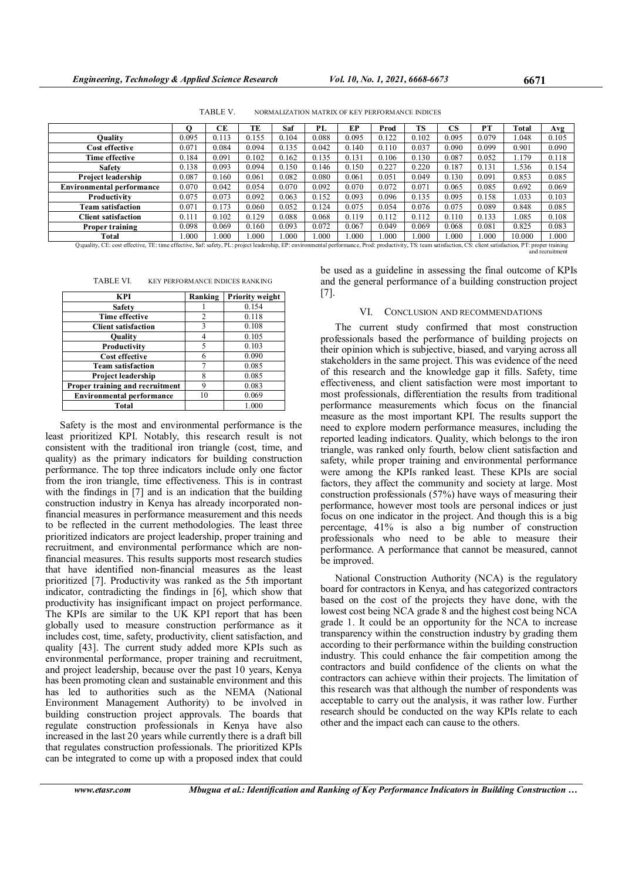TABLE V. NORMALIZATION MATRIX OF KEY PERFORMANCE INDICES

| | Q | CE | TE | Saf | PL | EP | Prod | TS | CS | PT | Total | Avg |
|---|---|---|---|---|---|---|---|---|---|---|---|---|
| **Quality** | 0.095 | 0.113 | 0.155 | 0.104 | 0.088 | 0.095 | 0.122 | 0.102 | 0.095 | 0.079 | 1.048 | 0.105 |
| **Cost effective** | 0.071 | 0.084 | 0.094 | 0.135 | 0.042 | 0.140 | 0.110 | 0.037 | 0.090 | 0.099 | 0.901 | 0.090 |
| **Time effective** | 0.184 | 0.091 | 0.102 | 0.162 | 0.135 | 0.131 | 0.106 | 0.130 | 0.087 | 0.052 | 1.179 | 0.118 |
| **Safety** | 0.138 | 0.093 | 0.094 | 0.150 | 0.146 | 0.150 | 0.227 | 0.220 | 0.187 | 0.131 | 1.536 | 0.154 |
| **Project leadership** | 0.087 | 0.160 | 0.061 | 0.082 | 0.080 | 0.061 | 0.051 | 0.049 | 0.130 | 0.091 | 0.853 | 0.085 |
| **Environmental performance** | 0.070 | 0.042 | 0.054 | 0.070 | 0.092 | 0.070 | 0.072 | 0.071 | 0.065 | 0.085 | 0.692 | 0.069 |
| **Productivity** | 0.075 | 0.073 | 0.092 | 0.063 | 0.152 | 0.093 | 0.096 | 0.135 | 0.095 | 0.158 | 1.033 | 0.103 |
| **Team satisfaction** | 0.071 | 0.173 | 0.060 | 0.052 | 0.124 | 0.075 | 0.054 | 0.076 | 0.075 | 0.089 | 0.848 | 0.085 |
| **Client satisfaction** | 0.111 | 0.102 | 0.129 | 0.088 | 0.068 | 0.119 | 0.112 | 0.112 | 0.110 | 0.133 | 1.085 | 0.108 |
| **Proper training** | 0.098 | 0.069 | 0.160 | 0.093 | 0.072 | 0.067 | 0.049 | 0.069 | 0.068 | 0.081 | 0.825 | 0.083 |
| **Total** | 1.000 | 1.000 | 1.000 | 1.000 | 1.000 | 1.000 | 1.000 | 1.000 | 1.000 | 1.000 | 10.000 | 1.000 |

Q:quality, CE: cost effective, TE: time effective, Saf: safety, PL: project leadership, EP: environmental performance, Prod: productivity, TS: team satisfaction, CS: client satisfaction, PT: proper training and recruitment

TABLE VI. KEY PERFORMANCE INDICES RANKING

| KPI | Ranking | Priority weight |
|---|---|---|
| **Safety** | 1 | 0.154 |
| **Time effective** | 2 | 0.118 |
| **Client satisfaction** | 3 | 0.108 |
| **Quality** | 4 | 0.105 |
| **Productivity** | 5 | 0.103 |
| **Cost effective** | 6 | 0.090 |
| **Team satisfaction** | 7 | 0.085 |
| **Project leadership** | 8 | 0.085 |
| **Proper training and recruitment** | 9 | 0.083 |
| **Environmental performance** | 10 | 0.069 |
| **Total** | | 1.000 |

Safety is the most and environmental performance is the least prioritized KPI. Notably, this research result is not consistent with the traditional iron triangle (cost, time, and quality) as the primary indicators for building construction performance. The top three indicators include only one factor from the iron triangle, time effectiveness. This is in contrast with the findings in [7] and is an indication that the building construction industry in Kenya has already incorporated non-financial measures in performance measurement and this needs to be reflected in the current methodologies. The least three prioritized indicators are project leadership, proper training and recruitment, and environmental performance which are non-financial measures. This results supports most research studies that have identified non-financial measures as the least prioritized [7]. Productivity was ranked as the 5th important indicator, contradicting the findings in [6], which show that productivity has insignificant impact on project performance. The KPIs are similar to the UK KPI report that has been globally used to measure construction performance as it includes cost, time, safety, productivity, client satisfaction, and quality [43]. The current study added more KPIs such as environmental performance, proper training and recruitment, and project leadership, because over the past 10 years, Kenya has been promoting clean and sustainable environment and this has led to authorities such as the NEMA (National Environment Management Authority) to be involved in building construction project approvals. The boards that regulate construction professionals in Kenya have also increased in the last 20 years while currently there is a draft bill that regulates construction professionals. The prioritized KPIs can be integrated to come up with a proposed index that could be used as a guideline in assessing the final outcome of KPIs and the general performance of a building construction project [7].

## VI. CONCLUSION AND RECOMMENDATIONS

The current study confirmed that most construction professionals based the performance of building projects on their opinion which is subjective, biased, and varying across all stakeholders in the same project. This was evidence of the need of this research and the knowledge gap it fills. Safety, time effectiveness, and client satisfaction were most important to most professionals, differentiation the results from traditional performance measurements which focus on the financial measure as the most important KPI. The results support the need to explore modern performance measures, including the reported leading indicators. Quality, which belongs to the iron triangle, was ranked only fourth, below client satisfaction and safety, while proper training and environmental performance were among the KPIs ranked least. These KPIs are social factors, they affect the community and society at large. Most construction professionals (57%) have ways of measuring their performance, however most tools are personal indices or just focus on one indicator in the project. And though this is a big percentage, 41% is also a big number of construction professionals who need to be able to measure their performance. A performance that cannot be measured, cannot be improved.

National Construction Authority (NCA) is the regulatory board for contractors in Kenya, and has categorized contractors based on the cost of the projects they have done, with the lowest cost being NCA grade 8 and the highest cost being NCA grade 1. It could be an opportunity for the NCA to increase transparency within the construction industry by grading them according to their performance within the building construction industry. This could enhance the fair competition among the contractors and build confidence of the clients on what the contractors can achieve within their projects. The limitation of this research was that although the number of respondents was acceptable to carry out the analysis, it was rather low. Further research should be conducted on the way KPIs relate to each other and the impact each can cause to the others.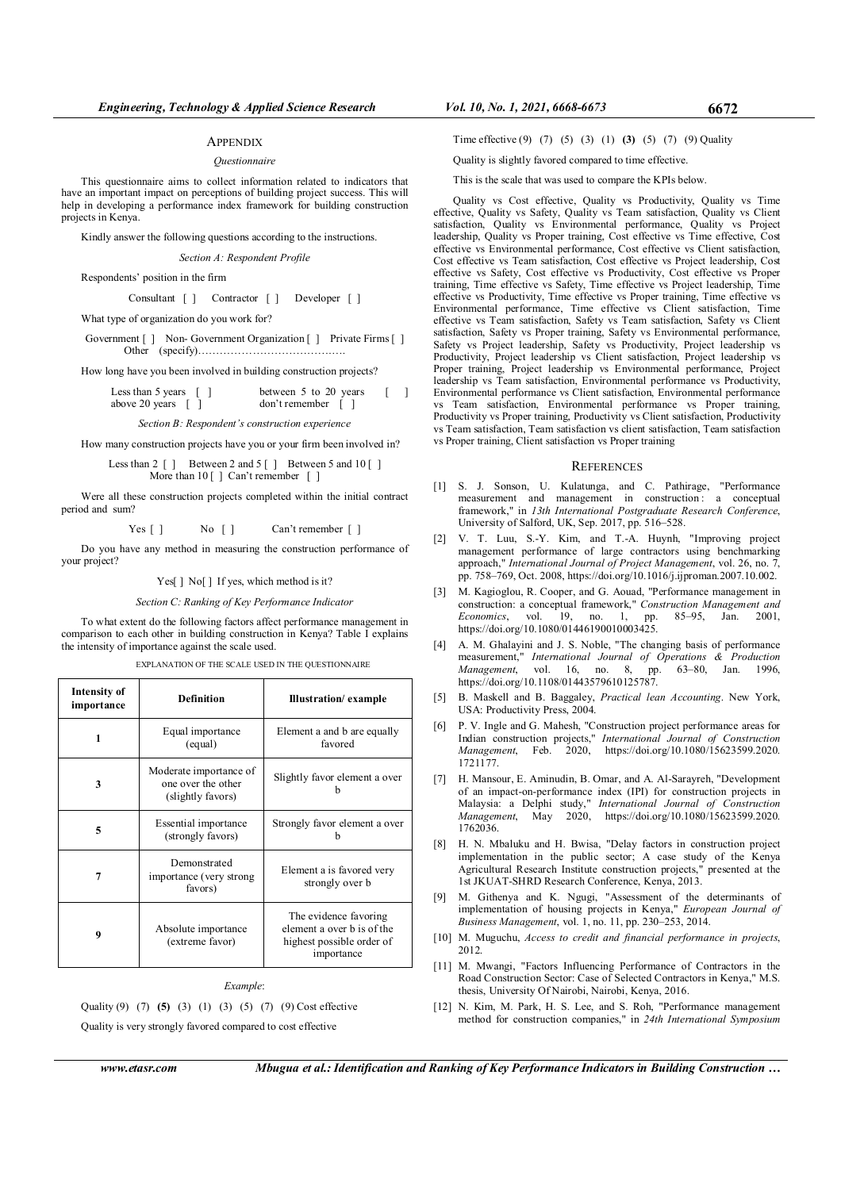## Appendix

*Questionnaire*

This questionnaire aims to collect information related to indicators that have an important impact on perceptions of building project success. This will help in developing a performance index framework for building construction projects in Kenya.

Kindly answer the following questions according to the instructions.

*Section A: Respondent Profile*

Respondents' position in the firm

Consultant [ ]  Contractor [ ]  Developer [ ]

What type of organization do you work for?

Government [ ]  Non- Government Organization [ ]  Private Firms [ ]  Other (specify)……………………………………

How long have you been involved in building construction projects?

Less than 5 years [ ]  between 5 to 20 years [ ]  above 20 years [ ]  don't remember [ ]

*Section B: Respondent's construction experience*

How many construction projects have you or your firm been involved in?

Less than 2 [ ]  Between 2 and 5 [ ]  Between 5 and 10 [ ]  More than 10 [ ]  Can't remember [ ]

Were all these construction projects completed within the initial contract period and sum?

Yes [ ]  No [ ]  Can't remember [ ]

Do you have any method in measuring the construction performance of your project?

Yes[ ] No[ ] If yes, which method is it?

*Section C: Ranking of Key Performance Indicator*

To what extent do the following factors affect performance management in comparison to each other in building construction in Kenya? Table I explains the intensity of importance against the scale used.

EXPLANATION OF THE SCALE USED IN THE QUESTIONNAIRE

| Intensity of importance | Definition | Illustration/ example |
|---|---|---|
| 1 | Equal importance (equal) | Element a and b are equally favored |
| 3 | Moderate importance of one over the other (slightly favors) | Slightly favor element a over b |
| 5 | Essential importance (strongly favors) | Strongly favor element a over b |
| 7 | Demonstrated importance (very strong favors) | Element a is favored very strongly over b |
| 9 | Absolute importance (extreme favor) | The evidence favoring element a over b is of the highest possible order of importance |

*Example*:

Quality (9) (7) **(5)** (3) (1) (3) (5) (7) (9) Cost effective

Quality is very strongly favored compared to cost effective

Time effective (9) (7) (5) (3) (1) **(3)** (5) (7) (9) Quality

Quality is slightly favored compared to time effective.

This is the scale that was used to compare the KPIs below.

Quality vs Cost effective, Quality vs Productivity, Quality vs Time effective, Quality vs Safety, Quality vs Team satisfaction, Quality vs Client satisfaction, Quality vs Environmental performance, Quality vs Project leadership, Quality vs Proper training, Cost effective vs Time effective, Cost effective vs Environmental performance, Cost effective vs Client satisfaction, Cost effective vs Team satisfaction, Cost effective vs Project leadership, Cost effective vs Safety, Cost effective vs Productivity, Cost effective vs Proper training, Time effective vs Safety, Time effective vs Project leadership, Time effective vs Productivity, Time effective vs Proper training, Time effective vs Environmental performance, Time effective vs Client satisfaction, Time effective vs Team satisfaction, Safety vs Team satisfaction, Safety vs Client satisfaction, Safety vs Proper training, Safety vs Environmental performance, Safety vs Project leadership, Safety vs Productivity, Project leadership vs Productivity, Project leadership vs Client satisfaction, Project leadership vs Proper training, Project leadership vs Environmental performance, Project leadership vs Team satisfaction, Environmental performance vs Productivity, Environmental performance vs Client satisfaction, Environmental performance vs Team satisfaction, Environmental performance vs Proper training, Productivity vs Proper training, Productivity vs Client satisfaction, Productivity vs Team satisfaction, Team satisfaction vs client satisfaction, Team satisfaction vs Proper training, Client satisfaction vs Proper training

## References

[1] S. J. Sonson, U. Kulatunga, and C. Pathirage, "Performance measurement and management in construction: a conceptual framework," in *13th International Postgraduate Research Conference*, University of Salford, UK, Sep. 2017, pp. 516–528.

[2] V. T. Luu, S.-Y. Kim, and T.-A. Huynh, "Improving project management performance of large contractors using benchmarking approach," *International Journal of Project Management*, vol. 26, no. 7, pp. 758–769, Oct. 2008, https://doi.org/10.1016/j.ijproman.2007.10.002.

[3] M. Kagioglou, R. Cooper, and G. Aouad, "Performance management in construction: a conceptual framework," *Construction Management and Economics*, vol. 19, no. 1, pp. 85–95, Jan. 2001, https://doi.org/10.1080/01446190010003425.

[4] A. M. Ghalayini and J. S. Noble, "The changing basis of performance measurement," *International Journal of Operations & Production Management*, vol. 16, no. 8, pp. 63–80, Jan. 1996, https://doi.org/10.1108/01443579610125787.

[5] B. Maskell and B. Baggaley, *Practical lean Accounting*. New York, USA: Productivity Press, 2004.

[6] P. V. Ingle and G. Mahesh, "Construction project performance areas for Indian construction projects," *International Journal of Construction Management*, Feb. 2020, https://doi.org/10.1080/15623599.2020.1721177.

[7] H. Mansour, E. Aminudin, B. Omar, and A. Al-Sarayreh, "Development of an impact-on-performance index (IPI) for construction projects in Malaysia: a Delphi study," *International Journal of Construction Management*, May 2020, https://doi.org/10.1080/15623599.2020.1762036.

[8] H. N. Mbaluku and H. Bwisa, "Delay factors in construction project implementation in the public sector; A case study of the Kenya Agricultural Research Institute construction projects," presented at the 1st JKUAT-SHRD Research Conference, Kenya, 2013.

[9] M. Githenya and K. Ngugi, "Assessment of the determinants of implementation of housing projects in Kenya," *European Journal of Business Management*, vol. 1, no. 11, pp. 230–253, 2014.

[10] M. Muguchu, *Access to credit and financial performance in projects*, 2012.

[11] M. Mwangi, "Factors Influencing Performance of Contractors in the Road Construction Sector: Case of Selected Contractors in Kenya," M.S. thesis, University Of Nairobi, Nairobi, Kenya, 2016.

[12] N. Kim, M. Park, H. S. Lee, and S. Roh, "Performance management method for construction companies," in *24th International Symposium*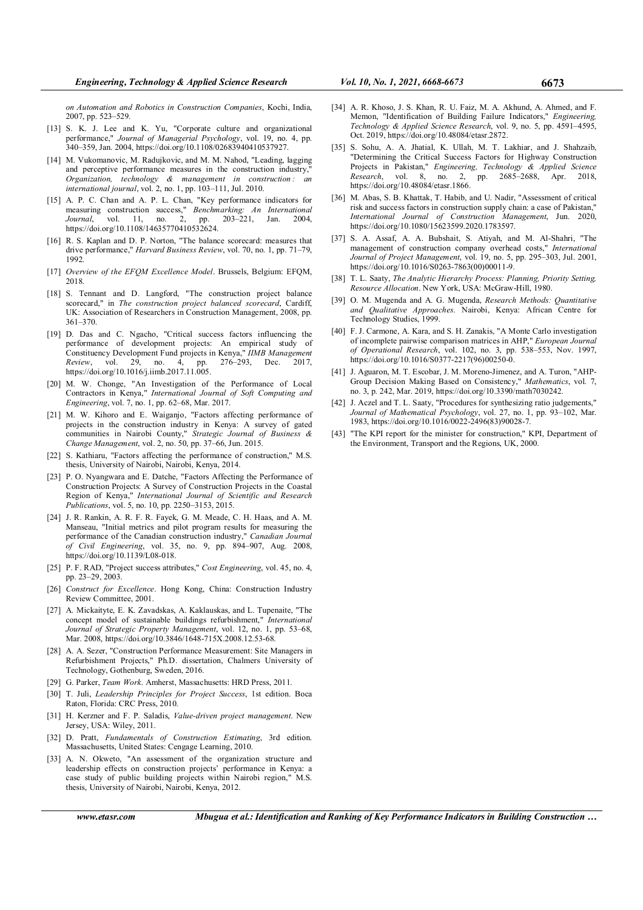on Automation and Robotics in Construction Companies*, Kochi, India, 2007, pp. 523–529.

[13] S. K. J. Lee and K. Yu, "Corporate culture and organizational performance," *Journal of Managerial Psychology*, vol. 19, no. 4, pp. 340–359, Jan. 2004, https://doi.org/10.1108/02683940410537927.

[14] M. Vukomanovic, M. Radujkovic, and M. M. Nahod, "Leading, lagging and perceptive performance measures in the construction industry," *Organization, technology & management in construction : an international journal*, vol. 2, no. 1, pp. 103–111, Jul. 2010.

[15] A. P. C. Chan and A. P. L. Chan, "Key performance indicators for measuring construction success," *Benchmarking: An International Journal*, vol. 11, no. 2, pp. 203–221, Jan. 2004, https://doi.org/10.1108/14635770410532624.

[16] R. S. Kaplan and D. P. Norton, "The balance scorecard: measures that drive performance," *Harvard Business Review*, vol. 70, no. 1, pp. 71–79, 1992.

[17] *Overview of the EFQM Excellence Model*. Brussels, Belgium: EFQM, 2018.

[18] S. Tennant and D. Langford, "The construction project balance scorecard," in *The construction project balanced scorecard*, Cardiff, UK: Association of Researchers in Construction Management, 2008, pp. 361–370.

[19] D. Das and C. Ngacho, "Critical success factors influencing the performance of development projects: An empirical study of Constituency Development Fund projects in Kenya," *IIMB Management Review*, vol. 29, no. 4, pp. 276–293, Dec. 2017, https://doi.org/10.1016/j.iimb.2017.11.005.

[20] M. W. Chonge, "An Investigation of the Performance of Local Contractors in Kenya," *International Journal of Soft Computing and Engineering*, vol. 7, no. 1, pp. 62–68, Mar. 2017.

[21] M. W. Kihoro and E. Waiganjo, "Factors affecting performance of projects in the construction industry in Kenya: A survey of gated communities in Nairobi County," *Strategic Journal of Business & Change Management*, vol. 2, no. 50, pp. 37–66, Jun. 2015.

[22] S. Kathiaru, "Factors affecting the performance of construction," M.S. thesis, University of Nairobi, Nairobi, Kenya, 2014.

[23] P. O. Nyangwara and E. Datche, "Factors Affecting the Performance of Construction Projects: A Survey of Construction Projects in the Coastal Region of Kenya," *International Journal of Scientific and Research Publications*, vol. 5, no. 10, pp. 2250–3153, 2015.

[24] J. R. Rankin, A. R. F. R. Fayek, G. M. Meade, C. H. Haas, and A. M. Manseau, "Initial metrics and pilot program results for measuring the performance of the Canadian construction industry," *Canadian Journal of Civil Engineering*, vol. 35, no. 9, pp. 894–907, Aug. 2008, https://doi.org/10.1139/L08-018.

[25] P. F. RAD, "Project success attributes," *Cost Engineering*, vol. 45, no. 4, pp. 23–29, 2003.

[26] *Construct for Excellence*. Hong Kong, China: Construction Industry Review Committee, 2001.

[27] A. Mickaityte, E. K. Zavadskas, A. Kaklauskas, and L. Tupenaite, "The concept model of sustainable buildings refurbishment," *International Journal of Strategic Property Management*, vol. 12, no. 1, pp. 53–68, Mar. 2008, https://doi.org/10.3846/1648-715X.2008.12.53-68.

[28] A. A. Sezer, "Construction Performance Measurement: Site Managers in Refurbishment Projects," Ph.D. dissertation, Chalmers University of Technology, Gothenburg, Sweden, 2016.

[29] G. Parker, *Team Work*. Amherst, Massachusetts: HRD Press, 2011.

[30] T. Juli, *Leadership Principles for Project Success*, 1st edition. Boca Raton, Florida: CRC Press, 2010.

[31] H. Kerzner and F. P. Saladis, *Value-driven project management*. New Jersey, USA: Wiley, 2011.

[32] D. Pratt, *Fundamentals of Construction Estimating*, 3rd edition. Massachusetts, United States: Cengage Learning, 2010.

[33] A. N. Okweto, "An assessment of the organization structure and leadership effects on construction projects' performance in Kenya: a case study of public building projects within Nairobi region," M.S. thesis, University of Nairobi, Nairobi, Kenya, 2012.

[34] A. R. Khoso, J. S. Khan, R. U. Faiz, M. A. Akhund, A. Ahmed, and F. Memon, "Identification of Building Failure Indicators," *Engineering, Technology & Applied Science Research*, vol. 9, no. 5, pp. 4591–4595, Oct. 2019, https://doi.org/10.48084/etasr.2872.

[35] S. Sohu, A. A. Jhatial, K. Ullah, M. T. Lakhiar, and J. Shahzaib, "Determining the Critical Success Factors for Highway Construction Projects in Pakistan," *Engineering, Technology & Applied Science Research*, vol. 8, no. 2, pp. 2685–2688, Apr. 2018, https://doi.org/10.48084/etasr.1866.

[36] M. Abas, S. B. Khattak, T. Habib, and U. Nadir, "Assessment of critical risk and success factors in construction supply chain: a case of Pakistan," *International Journal of Construction Management*, Jun. 2020, https://doi.org/10.1080/15623599.2020.1783597.

[37] S. A. Assaf, A. A. Bubshait, S. Atiyah, and M. Al-Shahri, "The management of construction company overhead costs," *International Journal of Project Management*, vol. 19, no. 5, pp. 295–303, Jul. 2001, https://doi.org/10.1016/S0263-7863(00)00011-9.

[38] T. L. Saaty, *The Analytic Hierarchy Process: Planning, Priority Setting, Resource Allocation*. New York, USA: McGraw-Hill, 1980.

[39] O. M. Mugenda and A. G. Mugenda, *Research Methods: Quantitative and Qualitative Approaches*. Nairobi, Kenya: African Centre for Technology Studies, 1999.

[40] F. J. Carmone, A. Kara, and S. H. Zanakis, "A Monte Carlo investigation of incomplete pairwise comparison matrices in AHP," *European Journal of Operational Research*, vol. 102, no. 3, pp. 538–553, Nov. 1997, https://doi.org/10.1016/S0377-2217(96)00250-0.

[41] J. Aguaron, M. T. Escobar, J. M. Moreno-Jimenez, and A. Turon, "AHP-Group Decision Making Based on Consistency," *Mathematics*, vol. 7, no. 3, p. 242, Mar. 2019, https://doi.org/10.3390/math7030242.

[42] J. Aczel and T. L. Saaty, "Procedures for synthesizing ratio judgements," *Journal of Mathematical Psychology*, vol. 27, no. 1, pp. 93–102, Mar. 1983, https://doi.org/10.1016/0022-2496(83)90028-7.

[43] "The KPI report for the minister for construction," KPI, Department of the Environment, Transport and the Regions, UK, 2000.